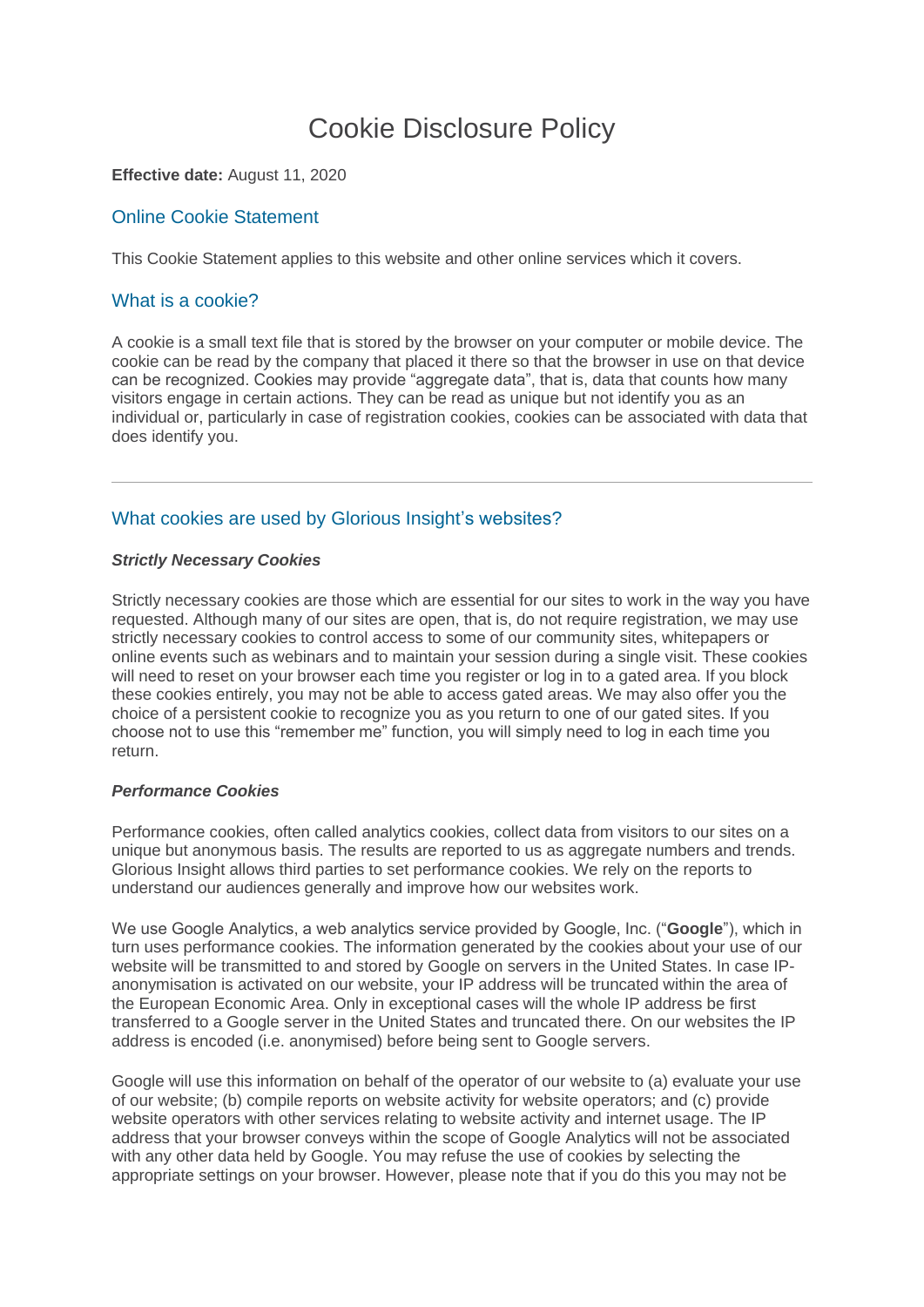# Cookie Disclosure Policy

**Effective date:** August 11, 2020

## Online Cookie Statement

This Cookie Statement applies to this website and other online services which it covers.

## What is a cookie?

A cookie is a small text file that is stored by the browser on your computer or mobile device. The cookie can be read by the company that placed it there so that the browser in use on that device can be recognized. Cookies may provide "aggregate data", that is, data that counts how many visitors engage in certain actions. They can be read as unique but not identify you as an individual or, particularly in case of registration cookies, cookies can be associated with data that does identify you.

---

## What cookies are used by Glorious Insight's websites?

***Strictly Necessary Cookies***

Strictly necessary cookies are those which are essential for our sites to work in the way you have requested. Although many of our sites are open, that is, do not require registration, we may use strictly necessary cookies to control access to some of our community sites, whitepapers or online events such as webinars and to maintain your session during a single visit. These cookies will need to reset on your browser each time you register or log in to a gated area. If you block these cookies entirely, you may not be able to access gated areas. We may also offer you the choice of a persistent cookie to recognize you as you return to one of our gated sites. If you choose not to use this "remember me" function, you will simply need to log in each time you return.

***Performance Cookies***

Performance cookies, often called analytics cookies, collect data from visitors to our sites on a unique but anonymous basis. The results are reported to us as aggregate numbers and trends. Glorious Insight allows third parties to set performance cookies. We rely on the reports to understand our audiences generally and improve how our websites work.

We use Google Analytics, a web analytics service provided by Google, Inc. ("**Google**"), which in turn uses performance cookies. The information generated by the cookies about your use of our website will be transmitted to and stored by Google on servers in the United States. In case IP-anonymisation is activated on our website, your IP address will be truncated within the area of the European Economic Area. Only in exceptional cases will the whole IP address be first transferred to a Google server in the United States and truncated there. On our websites the IP address is encoded (i.e. anonymised) before being sent to Google servers.

Google will use this information on behalf of the operator of our website to (a) evaluate your use of our website; (b) compile reports on website activity for website operators; and (c) provide website operators with other services relating to website activity and internet usage. The IP address that your browser conveys within the scope of Google Analytics will not be associated with any other data held by Google. You may refuse the use of cookies by selecting the appropriate settings on your browser. However, please note that if you do this you may not be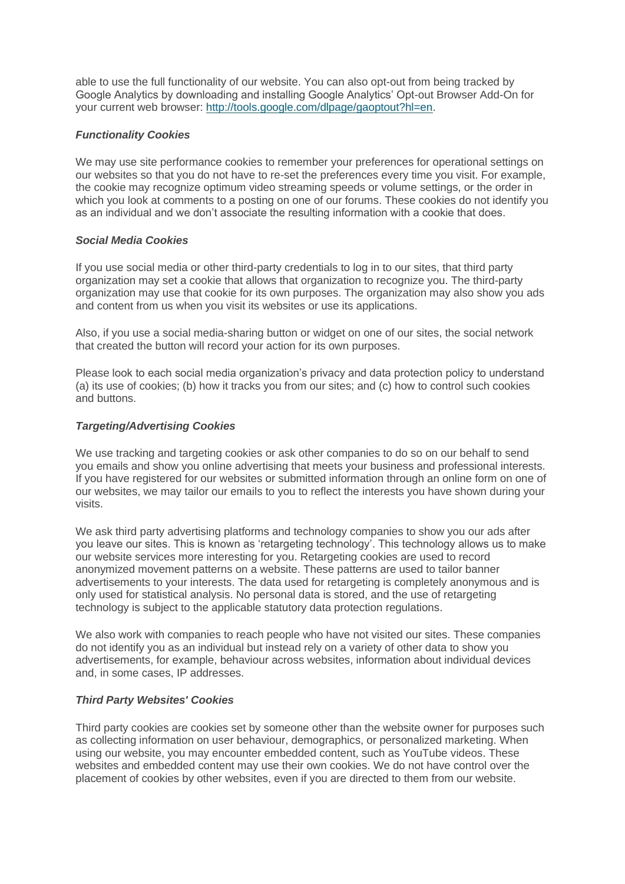able to use the full functionality of our website. You can also opt-out from being tracked by Google Analytics by downloading and installing Google Analytics' Opt-out Browser Add-On for your current web browser: [http://tools.google.com/dlpage/gaoptout?hl=en](http://tools.google.com/dlpage/gaoptout?hl=en).

***Functionality Cookies***

We may use site performance cookies to remember your preferences for operational settings on our websites so that you do not have to re-set the preferences every time you visit. For example, the cookie may recognize optimum video streaming speeds or volume settings, or the order in which you look at comments to a posting on one of our forums. These cookies do not identify you as an individual and we don't associate the resulting information with a cookie that does.

***Social Media Cookies***

If you use social media or other third-party credentials to log in to our sites, that third party organization may set a cookie that allows that organization to recognize you. The third-party organization may use that cookie for its own purposes. The organization may also show you ads and content from us when you visit its websites or use its applications.

Also, if you use a social media-sharing button or widget on one of our sites, the social network that created the button will record your action for its own purposes.

Please look to each social media organization's privacy and data protection policy to understand (a) its use of cookies; (b) how it tracks you from our sites; and (c) how to control such cookies and buttons.

***Targeting/Advertising Cookies***

We use tracking and targeting cookies or ask other companies to do so on our behalf to send you emails and show you online advertising that meets your business and professional interests. If you have registered for our websites or submitted information through an online form on one of our websites, we may tailor our emails to you to reflect the interests you have shown during your visits.

We ask third party advertising platforms and technology companies to show you our ads after you leave our sites. This is known as 'retargeting technology'. This technology allows us to make our website services more interesting for you. Retargeting cookies are used to record anonymized movement patterns on a website. These patterns are used to tailor banner advertisements to your interests. The data used for retargeting is completely anonymous and is only used for statistical analysis. No personal data is stored, and the use of retargeting technology is subject to the applicable statutory data protection regulations.

We also work with companies to reach people who have not visited our sites. These companies do not identify you as an individual but instead rely on a variety of other data to show you advertisements, for example, behaviour across websites, information about individual devices and, in some cases, IP addresses.

***Third Party Websites' Cookies***

Third party cookies are cookies set by someone other than the website owner for purposes such as collecting information on user behaviour, demographics, or personalized marketing. When using our website, you may encounter embedded content, such as YouTube videos. These websites and embedded content may use their own cookies. We do not have control over the placement of cookies by other websites, even if you are directed to them from our website.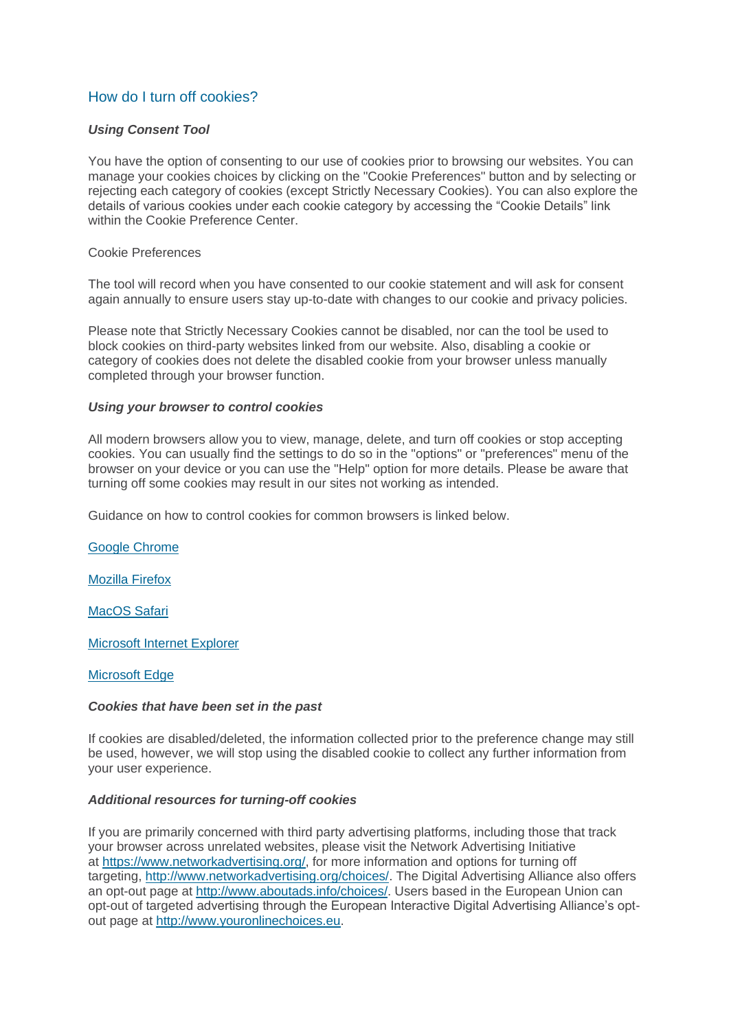## How do I turn off cookies?

***Using Consent Tool***

You have the option of consenting to our use of cookies prior to browsing our websites. You can manage your cookies choices by clicking on the "Cookie Preferences" button and by selecting or rejecting each category of cookies (except Strictly Necessary Cookies). You can also explore the details of various cookies under each cookie category by accessing the “Cookie Details” link within the Cookie Preference Center.

Cookie Preferences

The tool will record when you have consented to our cookie statement and will ask for consent again annually to ensure users stay up-to-date with changes to our cookie and privacy policies.

Please note that Strictly Necessary Cookies cannot be disabled, nor can the tool be used to block cookies on third-party websites linked from our website. Also, disabling a cookie or category of cookies does not delete the disabled cookie from your browser unless manually completed through your browser function.

***Using your browser to control cookies***

All modern browsers allow you to view, manage, delete, and turn off cookies or stop accepting cookies. You can usually find the settings to do so in the "options" or "preferences" menu of the browser on your device or you can use the "Help" option for more details. Please be aware that turning off some cookies may result in our sites not working as intended.

Guidance on how to control cookies for common browsers is linked below.

Google Chrome

Mozilla Firefox

MacOS Safari

Microsoft Internet Explorer

Microsoft Edge

***Cookies that have been set in the past***

If cookies are disabled/deleted, the information collected prior to the preference change may still be used, however, we will stop using the disabled cookie to collect any further information from your user experience.

***Additional resources for turning-off cookies***

If you are primarily concerned with third party advertising platforms, including those that track your browser across unrelated websites, please visit the Network Advertising Initiative at https://www.networkadvertising.org/, for more information and options for turning off targeting, http://www.networkadvertising.org/choices/. The Digital Advertising Alliance also offers an opt-out page at http://www.aboutads.info/choices/. Users based in the European Union can opt-out of targeted advertising through the European Interactive Digital Advertising Alliance’s opt-out page at http://www.youronlinechoices.eu.